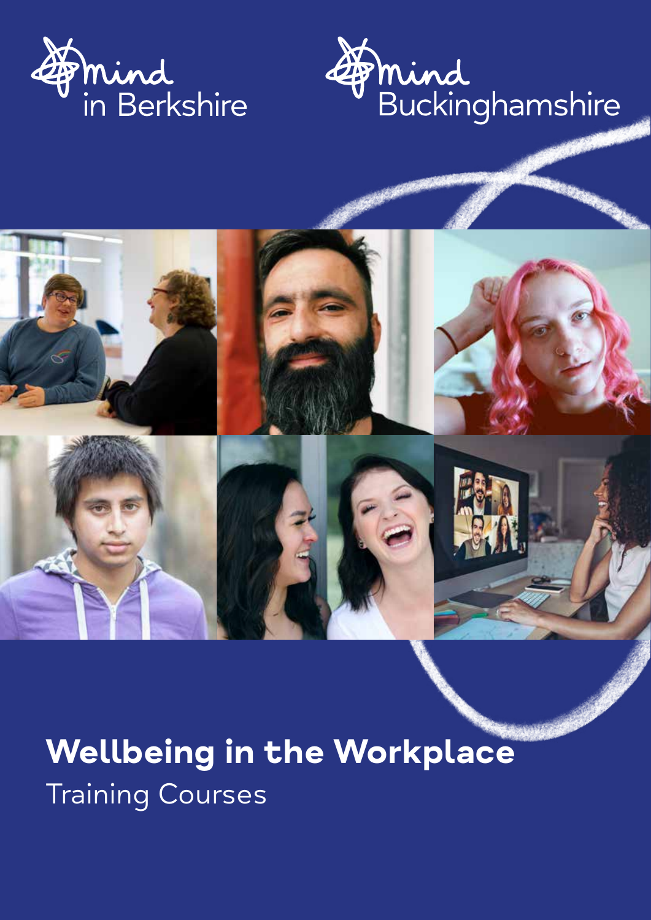Mind in Berkshire

Mind Buckinghamshire

# Wellbeing in the Workplace

Training Courses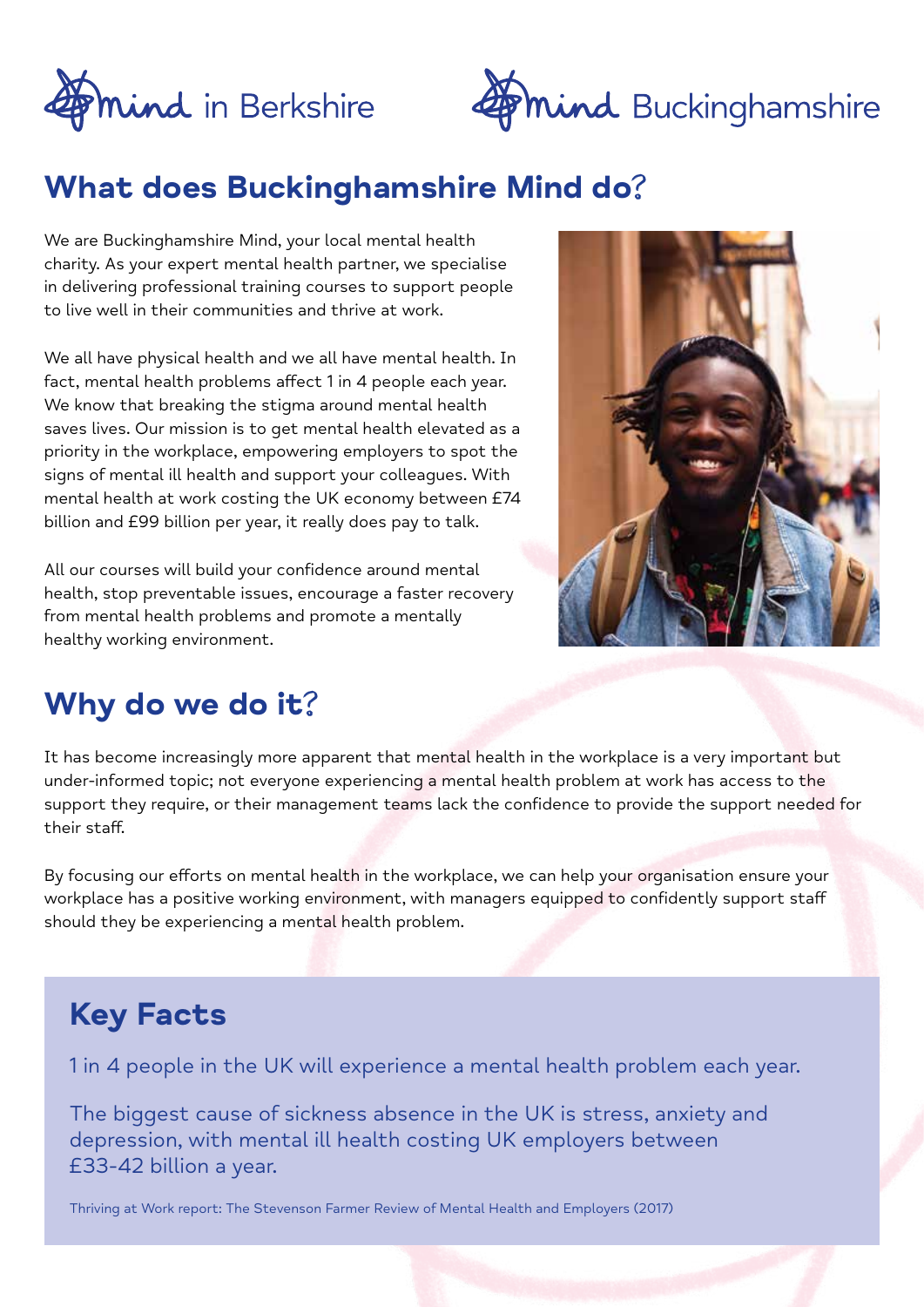mind in Berkshire    mind Buckinghamshire

## What does Buckinghamshire Mind do?

We are Buckinghamshire Mind, your local mental health charity. As your expert mental health partner, we specialise in delivering professional training courses to support people to live well in their communities and thrive at work.

We all have physical health and we all have mental health. In fact, mental health problems affect 1 in 4 people each year. We know that breaking the stigma around mental health saves lives. Our mission is to get mental health elevated as a priority in the workplace, empowering employers to spot the signs of mental ill health and support your colleagues. With mental health at work costing the UK economy between £74 billion and £99 billion per year, it really does pay to talk.

All our courses will build your confidence around mental health, stop preventable issues, encourage a faster recovery from mental health problems and promote a mentally healthy working environment.

## Why do we do it?

It has become increasingly more apparent that mental health in the workplace is a very important but under-informed topic; not everyone experiencing a mental health problem at work has access to the support they require, or their management teams lack the confidence to provide the support needed for their staff.

By focusing our efforts on mental health in the workplace, we can help your organisation ensure your workplace has a positive working environment, with managers equipped to confidently support staff should they be experiencing a mental health problem.

## Key Facts

1 in 4 people in the UK will experience a mental health problem each year.

The biggest cause of sickness absence in the UK is stress, anxiety and depression, with mental ill health costing UK employers between £33-42 billion a year.

Thriving at Work report: The Stevenson Farmer Review of Mental Health and Employers (2017)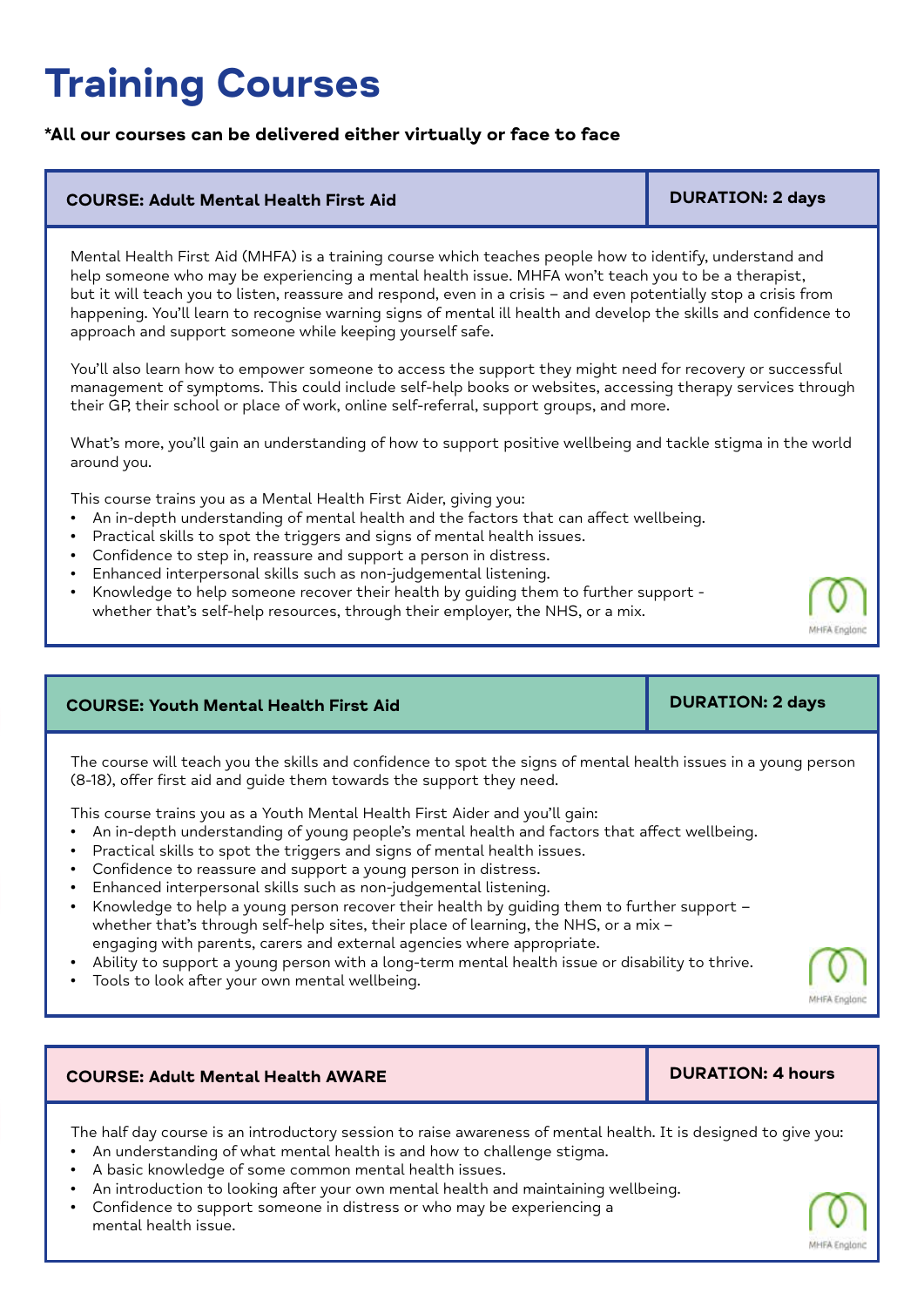# Training Courses

**\*All our courses can be delivered either virtually or face to face**

| COURSE: Adult Mental Health First Aid | DURATION: 2 days |
|---|---|

Mental Health First Aid (MHFA) is a training course which teaches people how to identify, understand and help someone who may be experiencing a mental health issue. MHFA won't teach you to be a therapist, but it will teach you to listen, reassure and respond, even in a crisis – and even potentially stop a crisis from happening. You'll learn to recognise warning signs of mental ill health and develop the skills and confidence to approach and support someone while keeping yourself safe.

You'll also learn how to empower someone to access the support they might need for recovery or successful management of symptoms. This could include self-help books or websites, accessing therapy services through their GP, their school or place of work, online self-referral, support groups, and more.

What's more, you'll gain an understanding of how to support positive wellbeing and tackle stigma in the world around you.

This course trains you as a Mental Health First Aider, giving you:

- An in-depth understanding of mental health and the factors that can affect wellbeing.
- Practical skills to spot the triggers and signs of mental health issues.
- Confidence to step in, reassure and support a person in distress.
- Enhanced interpersonal skills such as non-judgemental listening.
- Knowledge to help someone recover their health by guiding them to further support - whether that's self-help resources, through their employer, the NHS, or a mix.

MHFA England

| COURSE: Youth Mental Health First Aid | DURATION: 2 days |
|---|---|

The course will teach you the skills and confidence to spot the signs of mental health issues in a young person (8-18), offer first aid and guide them towards the support they need.

This course trains you as a Youth Mental Health First Aider and you'll gain:

- An in-depth understanding of young people's mental health and factors that affect wellbeing.
- Practical skills to spot the triggers and signs of mental health issues.
- Confidence to reassure and support a young person in distress.
- Enhanced interpersonal skills such as non-judgemental listening.
- Knowledge to help a young person recover their health by guiding them to further support – whether that's through self-help sites, their place of learning, the NHS, or a mix – engaging with parents, carers and external agencies where appropriate.
- Ability to support a young person with a long-term mental health issue or disability to thrive.
- Tools to look after your own mental wellbeing.

MHFA England

| COURSE: Adult Mental Health AWARE | DURATION: 4 hours |
|---|---|

The half day course is an introductory session to raise awareness of mental health. It is designed to give you:

- An understanding of what mental health is and how to challenge stigma.
- A basic knowledge of some common mental health issues.
- An introduction to looking after your own mental health and maintaining wellbeing.
- Confidence to support someone in distress or who may be experiencing a mental health issue.

MHFA England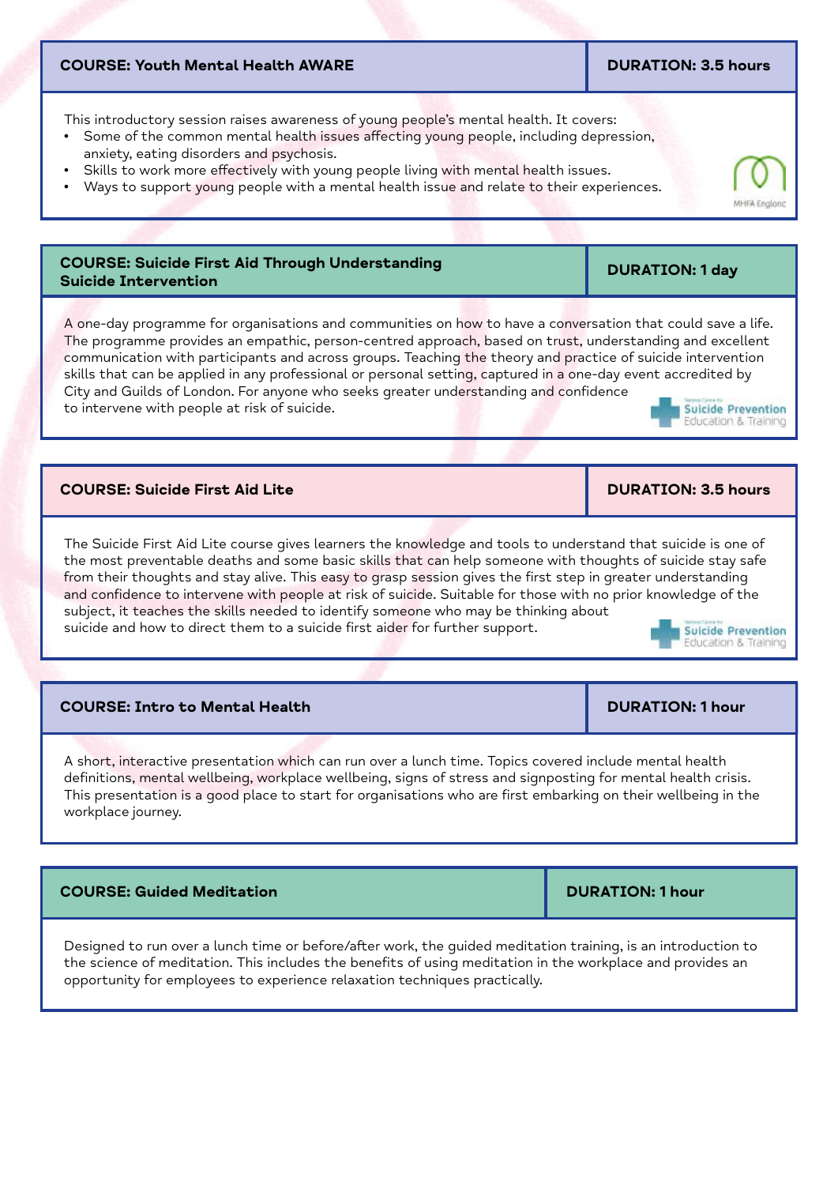## COURSE: Youth Mental Health AWARE

**DURATION: 3.5 hours**

This introductory session raises awareness of young people's mental health. It covers:

- Some of the common mental health issues affecting young people, including depression, anxiety, eating disorders and psychosis.
- Skills to work more effectively with young people living with mental health issues.
- Ways to support young people with a mental health issue and relate to their experiences.

MHFA England

## COURSE: Suicide First Aid Through Understanding Suicide Intervention

**DURATION: 1 day**

A one-day programme for organisations and communities on how to have a conversation that could save a life. The programme provides an empathic, person-centred approach, based on trust, understanding and excellent communication with participants and across groups. Teaching the theory and practice of suicide intervention skills that can be applied in any professional or personal setting, captured in a one-day event accredited by City and Guilds of London. For anyone who seeks greater understanding and confidence to intervene with people at risk of suicide.

Suicide Prevention Education & Training

## COURSE: Suicide First Aid Lite

**DURATION: 3.5 hours**

The Suicide First Aid Lite course gives learners the knowledge and tools to understand that suicide is one of the most preventable deaths and some basic skills that can help someone with thoughts of suicide stay safe from their thoughts and stay alive. This easy to grasp session gives the first step in greater understanding and confidence to intervene with people at risk of suicide. Suitable for those with no prior knowledge of the subject, it teaches the skills needed to identify someone who may be thinking about suicide and how to direct them to a suicide first aider for further support.

Suicide Prevention Education & Training

## COURSE: Intro to Mental Health

**DURATION: 1 hour**

A short, interactive presentation which can run over a lunch time. Topics covered include mental health definitions, mental wellbeing, workplace wellbeing, signs of stress and signposting for mental health crisis. This presentation is a good place to start for organisations who are first embarking on their wellbeing in the workplace journey.

## COURSE: Guided Meditation

**DURATION: 1 hour**

Designed to run over a lunch time or before/after work, the guided meditation training, is an introduction to the science of meditation. This includes the benefits of using meditation in the workplace and provides an opportunity for employees to experience relaxation techniques practically.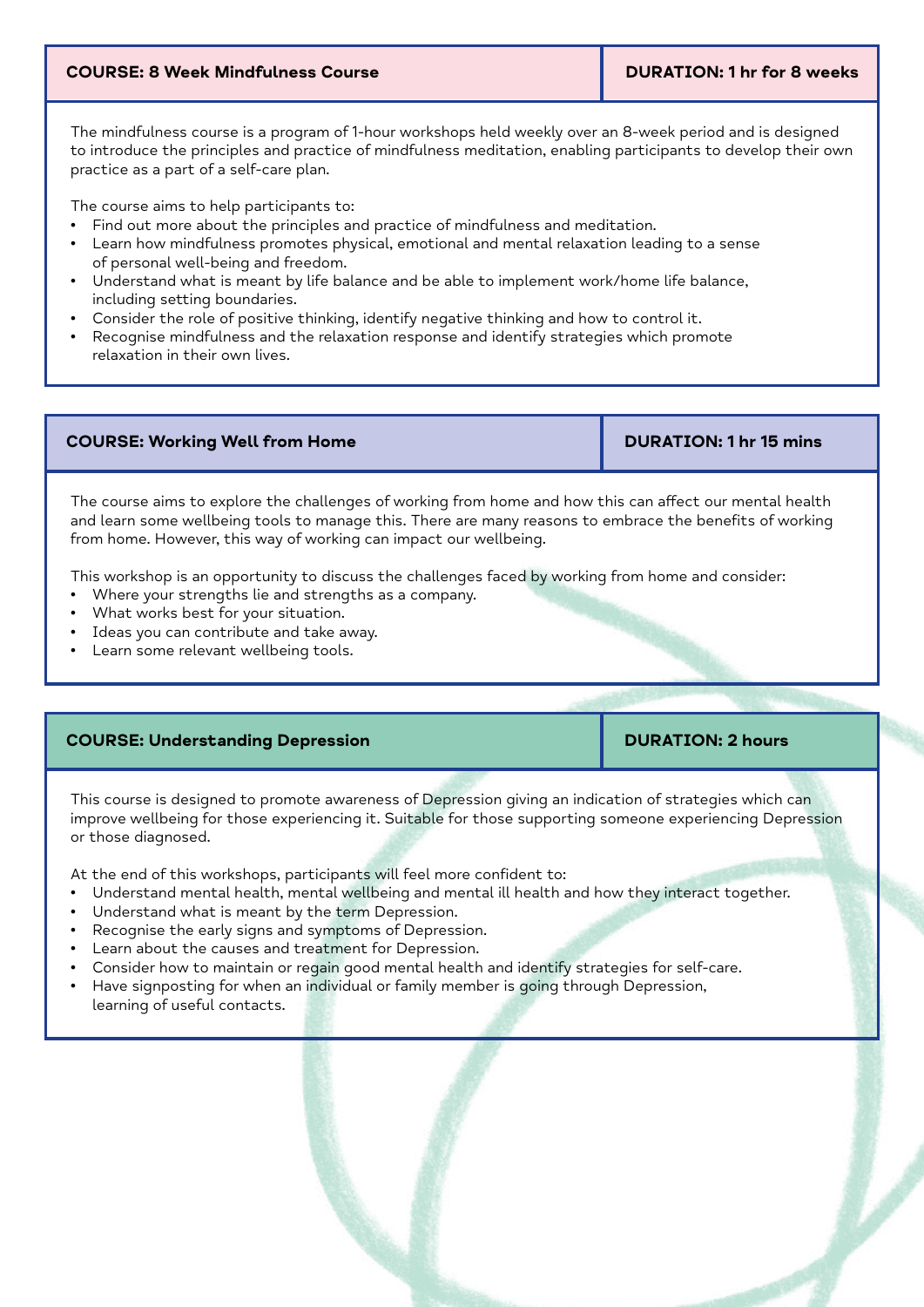## COURSE: 8 Week Mindfulness Course

**DURATION: 1 hr for 8 weeks**

The mindfulness course is a program of 1-hour workshops held weekly over an 8-week period and is designed to introduce the principles and practice of mindfulness meditation, enabling participants to develop their own practice as a part of a self-care plan.

The course aims to help participants to:

- Find out more about the principles and practice of mindfulness and meditation.
- Learn how mindfulness promotes physical, emotional and mental relaxation leading to a sense of personal well-being and freedom.
- Understand what is meant by life balance and be able to implement work/home life balance, including setting boundaries.
- Consider the role of positive thinking, identify negative thinking and how to control it.
- Recognise mindfulness and the relaxation response and identify strategies which promote relaxation in their own lives.

## COURSE: Working Well from Home

**DURATION: 1 hr 15 mins**

The course aims to explore the challenges of working from home and how this can affect our mental health and learn some wellbeing tools to manage this. There are many reasons to embrace the benefits of working from home. However, this way of working can impact our wellbeing.

This workshop is an opportunity to discuss the challenges faced by working from home and consider:

- Where your strengths lie and strengths as a company.
- What works best for your situation.
- Ideas you can contribute and take away.
- Learn some relevant wellbeing tools.

## COURSE: Understanding Depression

**DURATION: 2 hours**

This course is designed to promote awareness of Depression giving an indication of strategies which can improve wellbeing for those experiencing it. Suitable for those supporting someone experiencing Depression or those diagnosed.

At the end of this workshops, participants will feel more confident to:

- Understand mental health, mental wellbeing and mental ill health and how they interact together.
- Understand what is meant by the term Depression.
- Recognise the early signs and symptoms of Depression.
- Learn about the causes and treatment for Depression.
- Consider how to maintain or regain good mental health and identify strategies for self-care.
- Have signposting for when an individual or family member is going through Depression, learning of useful contacts.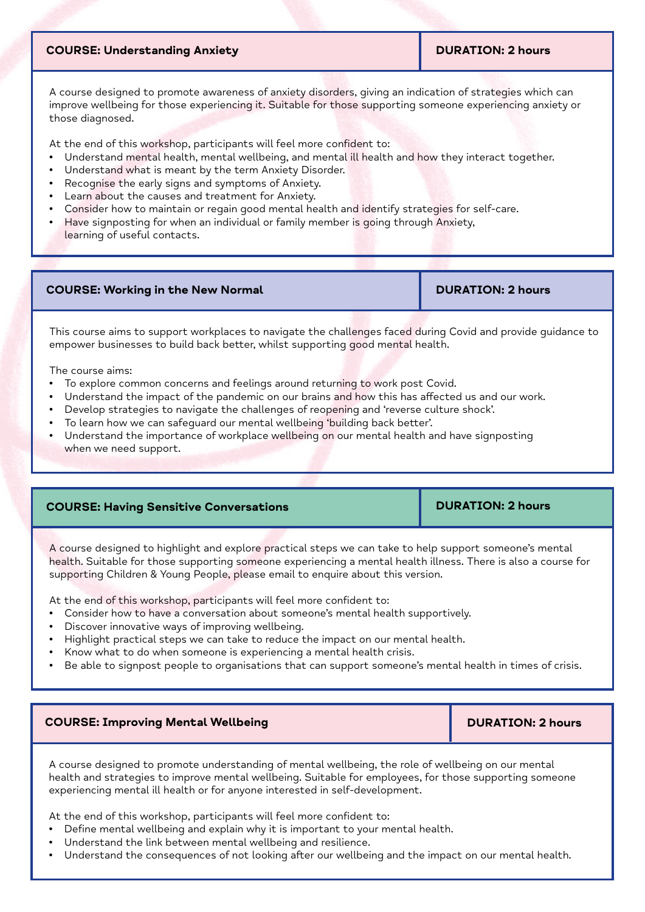## COURSE: Understanding Anxiety

**DURATION: 2 hours**

A course designed to promote awareness of anxiety disorders, giving an indication of strategies which can improve wellbeing for those experiencing it. Suitable for those supporting someone experiencing anxiety or those diagnosed.

At the end of this workshop, participants will feel more confident to:

- Understand mental health, mental wellbeing, and mental ill health and how they interact together.
- Understand what is meant by the term Anxiety Disorder.
- Recognise the early signs and symptoms of Anxiety.
- Learn about the causes and treatment for Anxiety.
- Consider how to maintain or regain good mental health and identify strategies for self-care.
- Have signposting for when an individual or family member is going through Anxiety, learning of useful contacts.

## COURSE: Working in the New Normal

**DURATION: 2 hours**

This course aims to support workplaces to navigate the challenges faced during Covid and provide guidance to empower businesses to build back better, whilst supporting good mental health.

The course aims:

- To explore common concerns and feelings around returning to work post Covid.
- Understand the impact of the pandemic on our brains and how this has affected us and our work.
- Develop strategies to navigate the challenges of reopening and 'reverse culture shock'.
- To learn how we can safeguard our mental wellbeing 'building back better'.
- Understand the importance of workplace wellbeing on our mental health and have signposting when we need support.

## COURSE: Having Sensitive Conversations

**DURATION: 2 hours**

A course designed to highlight and explore practical steps we can take to help support someone's mental health. Suitable for those supporting someone experiencing a mental health illness. There is also a course for supporting Children & Young People, please email to enquire about this version.

At the end of this workshop, participants will feel more confident to:

- Consider how to have a conversation about someone's mental health supportively.
- Discover innovative ways of improving wellbeing.
- Highlight practical steps we can take to reduce the impact on our mental health.
- Know what to do when someone is experiencing a mental health crisis.
- Be able to signpost people to organisations that can support someone's mental health in times of crisis.

## COURSE: Improving Mental Wellbeing

**DURATION: 2 hours**

A course designed to promote understanding of mental wellbeing, the role of wellbeing on our mental health and strategies to improve mental wellbeing. Suitable for employees, for those supporting someone experiencing mental ill health or for anyone interested in self-development.

At the end of this workshop, participants will feel more confident to:

- Define mental wellbeing and explain why it is important to your mental health.
- Understand the link between mental wellbeing and resilience.
- Understand the consequences of not looking after our wellbeing and the impact on our mental health.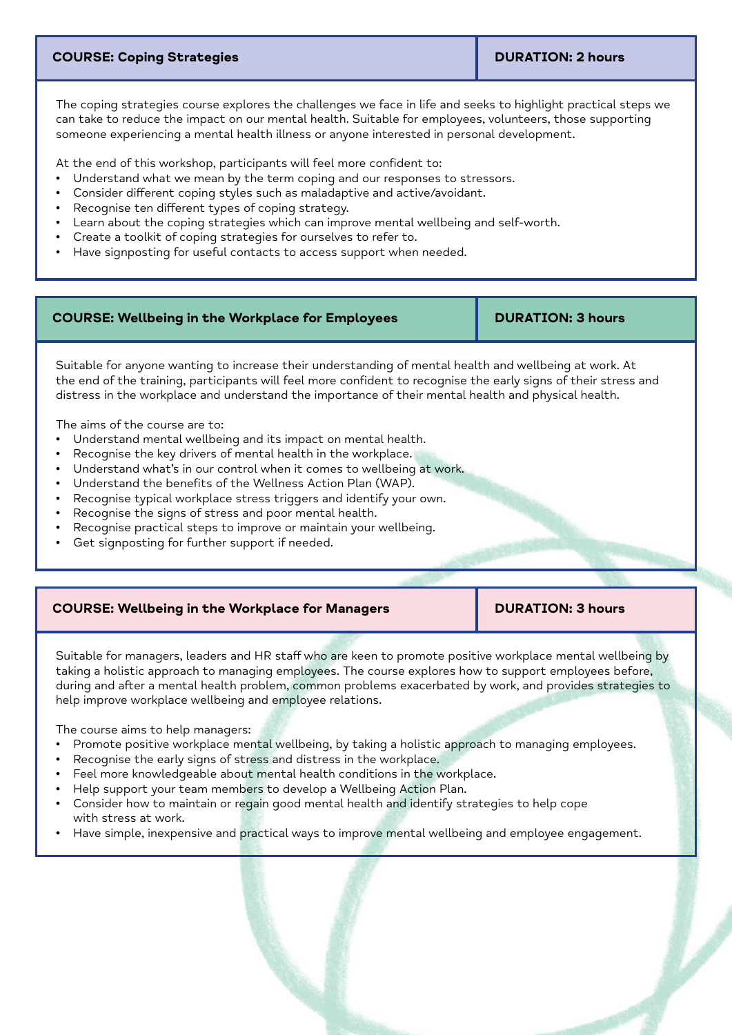## COURSE: Coping Strategies

**DURATION: 2 hours**

The coping strategies course explores the challenges we face in life and seeks to highlight practical steps we can take to reduce the impact on our mental health. Suitable for employees, volunteers, those supporting someone experiencing a mental health illness or anyone interested in personal development.

At the end of this workshop, participants will feel more confident to:

- Understand what we mean by the term coping and our responses to stressors.
- Consider different coping styles such as maladaptive and active/avoidant.
- Recognise ten different types of coping strategy.
- Learn about the coping strategies which can improve mental wellbeing and self-worth.
- Create a toolkit of coping strategies for ourselves to refer to.
- Have signposting for useful contacts to access support when needed.

## COURSE: Wellbeing in the Workplace for Employees

**DURATION: 3 hours**

Suitable for anyone wanting to increase their understanding of mental health and wellbeing at work. At the end of the training, participants will feel more confident to recognise the early signs of their stress and distress in the workplace and understand the importance of their mental health and physical health.

The aims of the course are to:

- Understand mental wellbeing and its impact on mental health.
- Recognise the key drivers of mental health in the workplace.
- Understand what's in our control when it comes to wellbeing at work.
- Understand the benefits of the Wellness Action Plan (WAP).
- Recognise typical workplace stress triggers and identify your own.
- Recognise the signs of stress and poor mental health.
- Recognise practical steps to improve or maintain your wellbeing.
- Get signposting for further support if needed.

## COURSE: Wellbeing in the Workplace for Managers

**DURATION: 3 hours**

Suitable for managers, leaders and HR staff who are keen to promote positive workplace mental wellbeing by taking a holistic approach to managing employees. The course explores how to support employees before, during and after a mental health problem, common problems exacerbated by work, and provides strategies to help improve workplace wellbeing and employee relations.

The course aims to help managers:

- Promote positive workplace mental wellbeing, by taking a holistic approach to managing employees.
- Recognise the early signs of stress and distress in the workplace.
- Feel more knowledgeable about mental health conditions in the workplace.
- Help support your team members to develop a Wellbeing Action Plan.
- Consider how to maintain or regain good mental health and identify strategies to help cope with stress at work.
- Have simple, inexpensive and practical ways to improve mental wellbeing and employee engagement.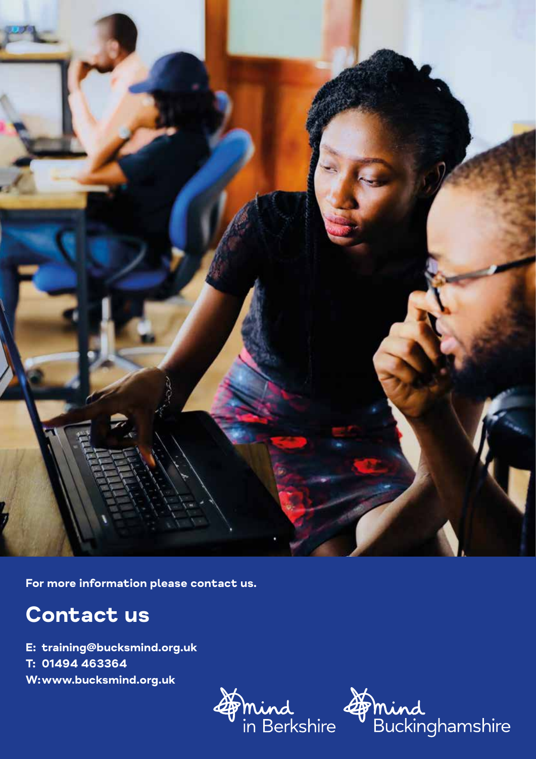For more information please contact us.

## Contact us

**E: training@bucksmind.org.uk**
**T: 01494 463364**
**W: www.bucksmind.org.uk**

mind in Berkshire

mind Buckinghamshire